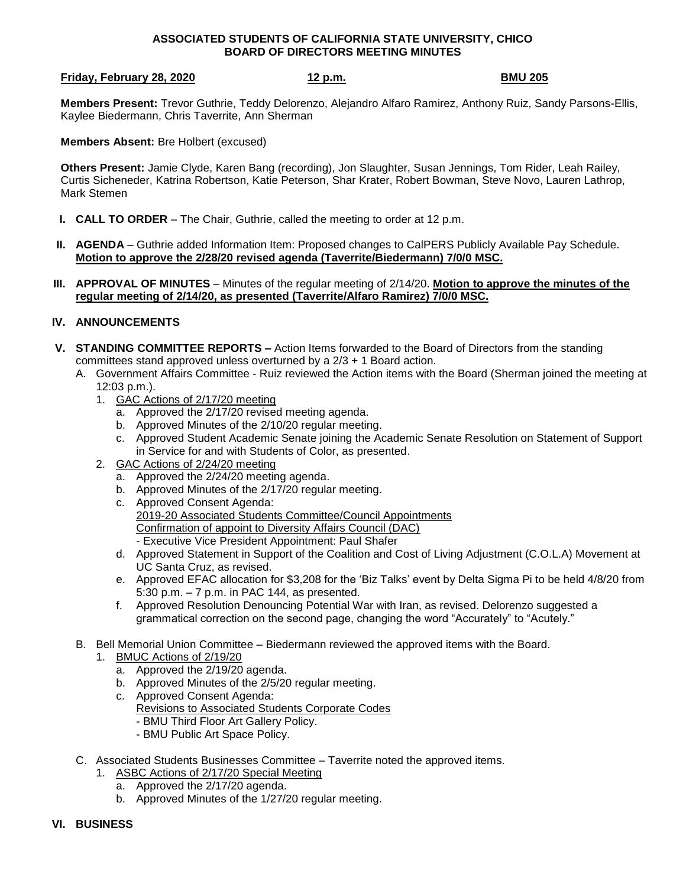**ASSOCIATED STUDENTS OF CALIFORNIA STATE UNIVERSITY, CHICO**
**BOARD OF DIRECTORS MEETING MINUTES**

**Friday, February 28, 2020** **12 p.m.** **BMU 205**

**Members Present:** Trevor Guthrie, Teddy Delorenzo, Alejandro Alfaro Ramirez, Anthony Ruiz, Sandy Parsons-Ellis, Kaylee Biedermann, Chris Taverrite, Ann Sherman

**Members Absent:** Bre Holbert (excused)

**Others Present:** Jamie Clyde, Karen Bang (recording), Jon Slaughter, Susan Jennings, Tom Rider, Leah Railey, Curtis Sicheneder, Katrina Robertson, Katie Peterson, Shar Krater, Robert Bowman, Steve Novo, Lauren Lathrop, Mark Stemen

I. **CALL TO ORDER** – The Chair, Guthrie, called the meeting to order at 12 p.m.

II. **AGENDA** – Guthrie added Information Item: Proposed changes to CalPERS Publicly Available Pay Schedule. **Motion to approve the 2/28/20 revised agenda (Taverrite/Biedermann) 7/0/0 MSC.**

III. **APPROVAL OF MINUTES** – Minutes of the regular meeting of 2/14/20. **Motion to approve the minutes of the regular meeting of 2/14/20, as presented (Taverrite/Alfaro Ramirez) 7/0/0 MSC.**

IV. **ANNOUNCEMENTS**

V. **STANDING COMMITTEE REPORTS –** Action Items forwarded to the Board of Directors from the standing committees stand approved unless overturned by a 2/3 + 1 Board action.
   A. Government Affairs Committee - Ruiz reviewed the Action items with the Board (Sherman joined the meeting at 12:03 p.m.).
      1. GAC Actions of 2/17/20 meeting
         a. Approved the 2/17/20 revised meeting agenda.
         b. Approved Minutes of the 2/10/20 regular meeting.
         c. Approved Student Academic Senate joining the Academic Senate Resolution on Statement of Support in Service for and with Students of Color, as presented.
      2. GAC Actions of 2/24/20 meeting
         a. Approved the 2/24/20 meeting agenda.
         b. Approved Minutes of the 2/17/20 regular meeting.
         c. Approved Consent Agenda:
            2019-20 Associated Students Committee/Council Appointments
            Confirmation of appoint to Diversity Affairs Council (DAC)
            - Executive Vice President Appointment: Paul Shafer
         d. Approved Statement in Support of the Coalition and Cost of Living Adjustment (C.O.L.A) Movement at UC Santa Cruz, as revised.
         e. Approved EFAC allocation for $3,208 for the 'Biz Talks' event by Delta Sigma Pi to be held 4/8/20 from 5:30 p.m. – 7 p.m. in PAC 144, as presented.
         f. Approved Resolution Denouncing Potential War with Iran, as revised. Delorenzo suggested a grammatical correction on the second page, changing the word "Accurately" to "Acutely."
   B. Bell Memorial Union Committee – Biedermann reviewed the approved items with the Board.
      1. BMUC Actions of 2/19/20
         a. Approved the 2/19/20 agenda.
         b. Approved Minutes of the 2/5/20 regular meeting.
         c. Approved Consent Agenda:
            Revisions to Associated Students Corporate Codes
            - BMU Third Floor Art Gallery Policy.
            - BMU Public Art Space Policy.
   C. Associated Students Businesses Committee – Taverrite noted the approved items.
      1. ASBC Actions of 2/17/20 Special Meeting
         a. Approved the 2/17/20 agenda.
         b. Approved Minutes of the 1/27/20 regular meeting.

VI. **BUSINESS**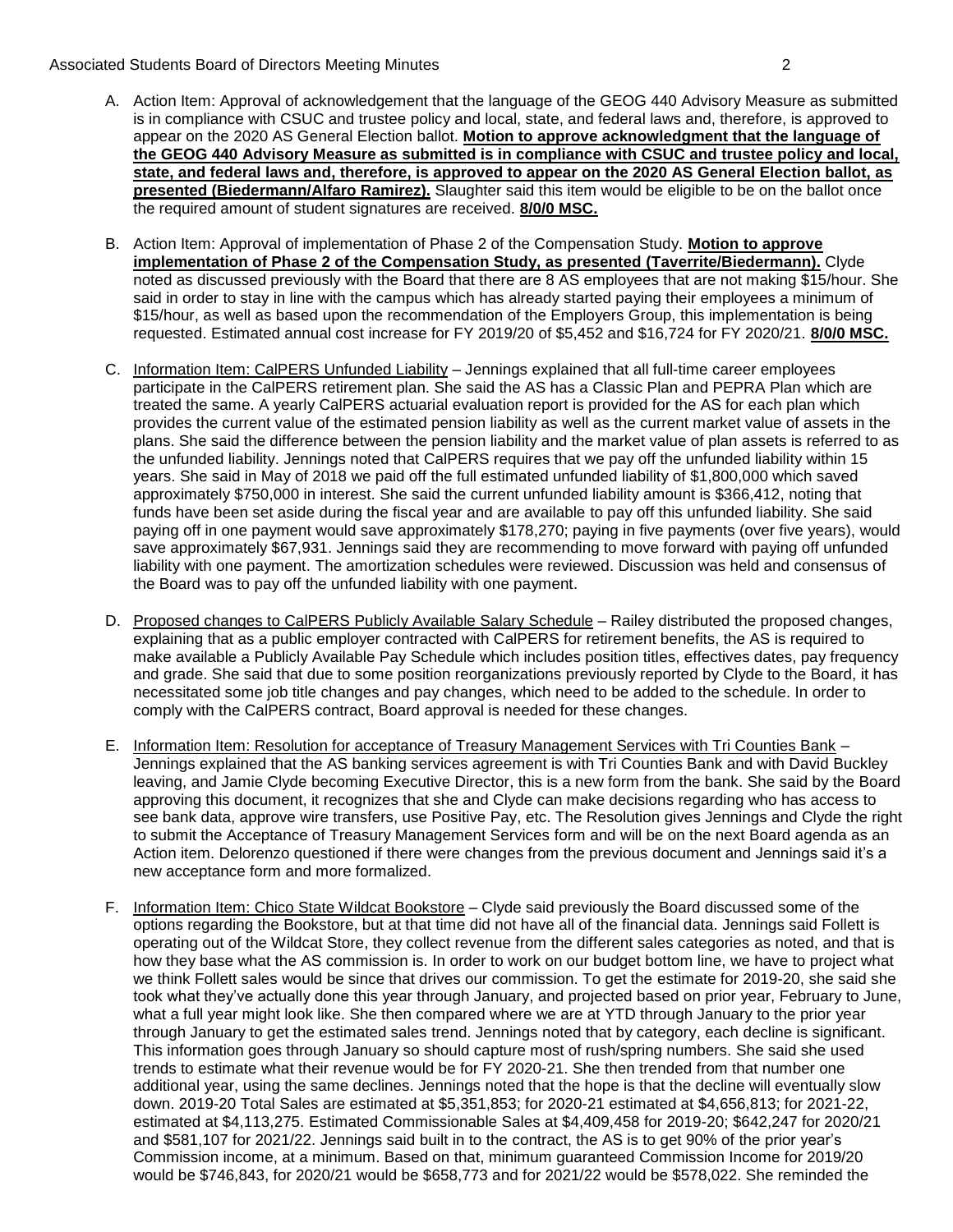A. Action Item: Approval of acknowledgement that the language of the GEOG 440 Advisory Measure as submitted is in compliance with CSUC and trustee policy and local, state, and federal laws and, therefore, is approved to appear on the 2020 AS General Election ballot. **Motion to approve acknowledgment that the language of the GEOG 440 Advisory Measure as submitted is in compliance with CSUC and trustee policy and local, state, and federal laws and, therefore, is approved to appear on the 2020 AS General Election ballot, as presented (Biedermann/Alfaro Ramirez).** Slaughter said this item would be eligible to be on the ballot once the required amount of student signatures are received. **8/0/0 MSC.**

B. Action Item: Approval of implementation of Phase 2 of the Compensation Study. **Motion to approve implementation of Phase 2 of the Compensation Study, as presented (Taverrite/Biedermann).** Clyde noted as discussed previously with the Board that there are 8 AS employees that are not making $15/hour. She said in order to stay in line with the campus which has already started paying their employees a minimum of $15/hour, as well as based upon the recommendation of the Employers Group, this implementation is being requested. Estimated annual cost increase for FY 2019/20 of $5,452 and $16,724 for FY 2020/21. **8/0/0 MSC.**

C. Information Item: CalPERS Unfunded Liability – Jennings explained that all full-time career employees participate in the CalPERS retirement plan. She said the AS has a Classic Plan and PEPRA Plan which are treated the same. A yearly CalPERS actuarial evaluation report is provided for the AS for each plan which provides the current value of the estimated pension liability as well as the current market value of assets in the plans. She said the difference between the pension liability and the market value of plan assets is referred to as the unfunded liability. Jennings noted that CalPERS requires that we pay off the unfunded liability within 15 years. She said in May of 2018 we paid off the full estimated unfunded liability of $1,800,000 which saved approximately $750,000 in interest. She said the current unfunded liability amount is $366,412, noting that funds have been set aside during the fiscal year and are available to pay off this unfunded liability. She said paying off in one payment would save approximately $178,270; paying in five payments (over five years), would save approximately $67,931. Jennings said they are recommending to move forward with paying off unfunded liability with one payment. The amortization schedules were reviewed. Discussion was held and consensus of the Board was to pay off the unfunded liability with one payment.

D. Proposed changes to CalPERS Publicly Available Salary Schedule – Railey distributed the proposed changes, explaining that as a public employer contracted with CalPERS for retirement benefits, the AS is required to make available a Publicly Available Pay Schedule which includes position titles, effectives dates, pay frequency and grade. She said that due to some position reorganizations previously reported by Clyde to the Board, it has necessitated some job title changes and pay changes, which need to be added to the schedule. In order to comply with the CalPERS contract, Board approval is needed for these changes.

E. Information Item: Resolution for acceptance of Treasury Management Services with Tri Counties Bank – Jennings explained that the AS banking services agreement is with Tri Counties Bank and with David Buckley leaving, and Jamie Clyde becoming Executive Director, this is a new form from the bank. She said by the Board approving this document, it recognizes that she and Clyde can make decisions regarding who has access to see bank data, approve wire transfers, use Positive Pay, etc. The Resolution gives Jennings and Clyde the right to submit the Acceptance of Treasury Management Services form and will be on the next Board agenda as an Action item. Delorenzo questioned if there were changes from the previous document and Jennings said it's a new acceptance form and more formalized.

F. Information Item: Chico State Wildcat Bookstore – Clyde said previously the Board discussed some of the options regarding the Bookstore, but at that time did not have all of the financial data. Jennings said Follett is operating out of the Wildcat Store, they collect revenue from the different sales categories as noted, and that is how they base what the AS commission is. In order to work on our budget bottom line, we have to project what we think Follett sales would be since that drives our commission. To get the estimate for 2019-20, she said she took what they've actually done this year through January, and projected based on prior year, February to June, what a full year might look like. She then compared where we are at YTD through January to the prior year through January to get the estimated sales trend. Jennings noted that by category, each decline is significant. This information goes through January so should capture most of rush/spring numbers. She said she used trends to estimate what their revenue would be for FY 2020-21. She then trended from that number one additional year, using the same declines. Jennings noted that the hope is that the decline will eventually slow down. 2019-20 Total Sales are estimated at $5,351,853; for 2020-21 estimated at $4,656,813; for 2021-22, estimated at $4,113,275. Estimated Commissionable Sales at $4,409,458 for 2019-20; $642,247 for 2020/21 and $581,107 for 2021/22. Jennings said built in to the contract, the AS is to get 90% of the prior year's Commission income, at a minimum. Based on that, minimum guaranteed Commission Income for 2019/20 would be $746,843, for 2020/21 would be $658,773 and for 2021/22 would be $578,022. She reminded the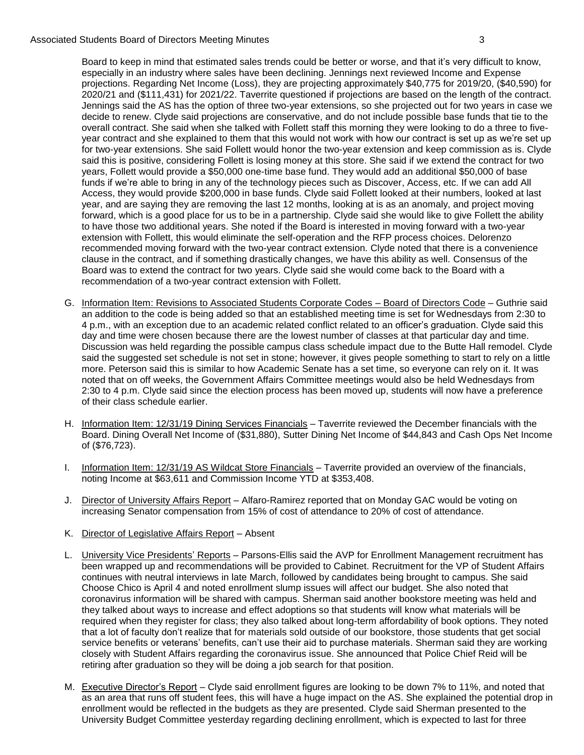Board to keep in mind that estimated sales trends could be better or worse, and that it's very difficult to know, especially in an industry where sales have been declining. Jennings next reviewed Income and Expense projections. Regarding Net Income (Loss), they are projecting approximately $40,775 for 2019/20, ($40,590) for 2020/21 and ($111,431) for 2021/22. Taverrite questioned if projections are based on the length of the contract. Jennings said the AS has the option of three two-year extensions, so she projected out for two years in case we decide to renew. Clyde said projections are conservative, and do not include possible base funds that tie to the overall contract. She said when she talked with Follett staff this morning they were looking to do a three to five-year contract and she explained to them that this would not work with how our contract is set up as we're set up for two-year extensions. She said Follett would honor the two-year extension and keep commission as is. Clyde said this is positive, considering Follett is losing money at this store. She said if we extend the contract for two years, Follett would provide a $50,000 one-time base fund. They would add an additional $50,000 of base funds if we're able to bring in any of the technology pieces such as Discover, Access, etc. If we can add All Access, they would provide $200,000 in base funds. Clyde said Follett looked at their numbers, looked at last year, and are saying they are removing the last 12 months, looking at is as an anomaly, and project moving forward, which is a good place for us to be in a partnership. Clyde said she would like to give Follett the ability to have those two additional years. She noted if the Board is interested in moving forward with a two-year extension with Follett, this would eliminate the self-operation and the RFP process choices. Delorenzo recommended moving forward with the two-year contract extension. Clyde noted that there is a convenience clause in the contract, and if something drastically changes, we have this ability as well. Consensus of the Board was to extend the contract for two years. Clyde said she would come back to the Board with a recommendation of a two-year contract extension with Follett.

G. Information Item: Revisions to Associated Students Corporate Codes – Board of Directors Code – Guthrie said an addition to the code is being added so that an established meeting time is set for Wednesdays from 2:30 to 4 p.m., with an exception due to an academic related conflict related to an officer's graduation. Clyde said this day and time were chosen because there are the lowest number of classes at that particular day and time. Discussion was held regarding the possible campus class schedule impact due to the Butte Hall remodel. Clyde said the suggested set schedule is not set in stone; however, it gives people something to start to rely on a little more. Peterson said this is similar to how Academic Senate has a set time, so everyone can rely on it. It was noted that on off weeks, the Government Affairs Committee meetings would also be held Wednesdays from 2:30 to 4 p.m. Clyde said since the election process has been moved up, students will now have a preference of their class schedule earlier.

H. Information Item: 12/31/19 Dining Services Financials – Taverrite reviewed the December financials with the Board. Dining Overall Net Income of ($31,880), Sutter Dining Net Income of $44,843 and Cash Ops Net Income of ($76,723).

I. Information Item: 12/31/19 AS Wildcat Store Financials – Taverrite provided an overview of the financials, noting Income at $63,611 and Commission Income YTD at $353,408.

J. Director of University Affairs Report – Alfaro-Ramirez reported that on Monday GAC would be voting on increasing Senator compensation from 15% of cost of attendance to 20% of cost of attendance.

K. Director of Legislative Affairs Report – Absent

L. University Vice Presidents' Reports – Parsons-Ellis said the AVP for Enrollment Management recruitment has been wrapped up and recommendations will be provided to Cabinet. Recruitment for the VP of Student Affairs continues with neutral interviews in late March, followed by candidates being brought to campus. She said Choose Chico is April 4 and noted enrollment slump issues will affect our budget. She also noted that coronavirus information will be shared with campus. Sherman said another bookstore meeting was held and they talked about ways to increase and effect adoptions so that students will know what materials will be required when they register for class; they also talked about long-term affordability of book options. They noted that a lot of faculty don't realize that for materials sold outside of our bookstore, those students that get social service benefits or veterans' benefits, can't use their aid to purchase materials. Sherman said they are working closely with Student Affairs regarding the coronavirus issue. She announced that Police Chief Reid will be retiring after graduation so they will be doing a job search for that position.

M. Executive Director's Report – Clyde said enrollment figures are looking to be down 7% to 11%, and noted that as an area that runs off student fees, this will have a huge impact on the AS. She explained the potential drop in enrollment would be reflected in the budgets as they are presented. Clyde said Sherman presented to the University Budget Committee yesterday regarding declining enrollment, which is expected to last for three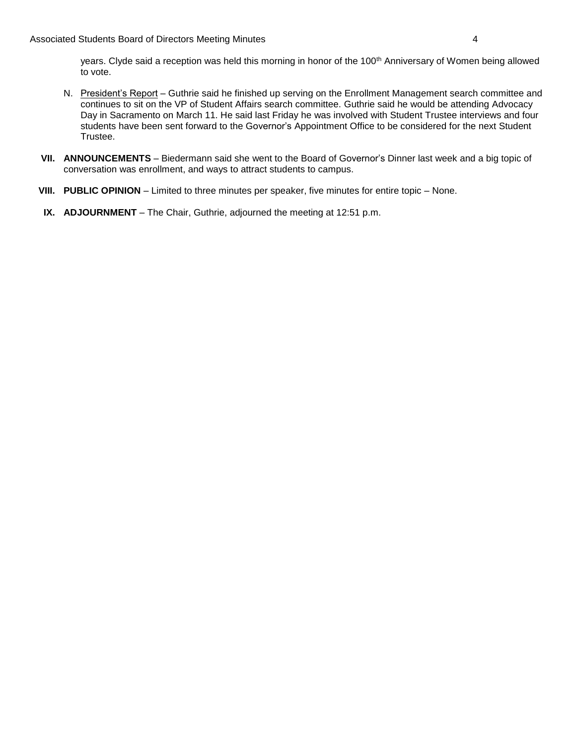years. Clyde said a reception was held this morning in honor of the 100th Anniversary of Women being allowed to vote.

N. President's Report – Guthrie said he finished up serving on the Enrollment Management search committee and continues to sit on the VP of Student Affairs search committee. Guthrie said he would be attending Advocacy Day in Sacramento on March 11. He said last Friday he was involved with Student Trustee interviews and four students have been sent forward to the Governor's Appointment Office to be considered for the next Student Trustee.

**VII. ANNOUNCEMENTS** – Biedermann said she went to the Board of Governor's Dinner last week and a big topic of conversation was enrollment, and ways to attract students to campus.

**VIII. PUBLIC OPINION** – Limited to three minutes per speaker, five minutes for entire topic – None.

**IX. ADJOURNMENT** – The Chair, Guthrie, adjourned the meeting at 12:51 p.m.